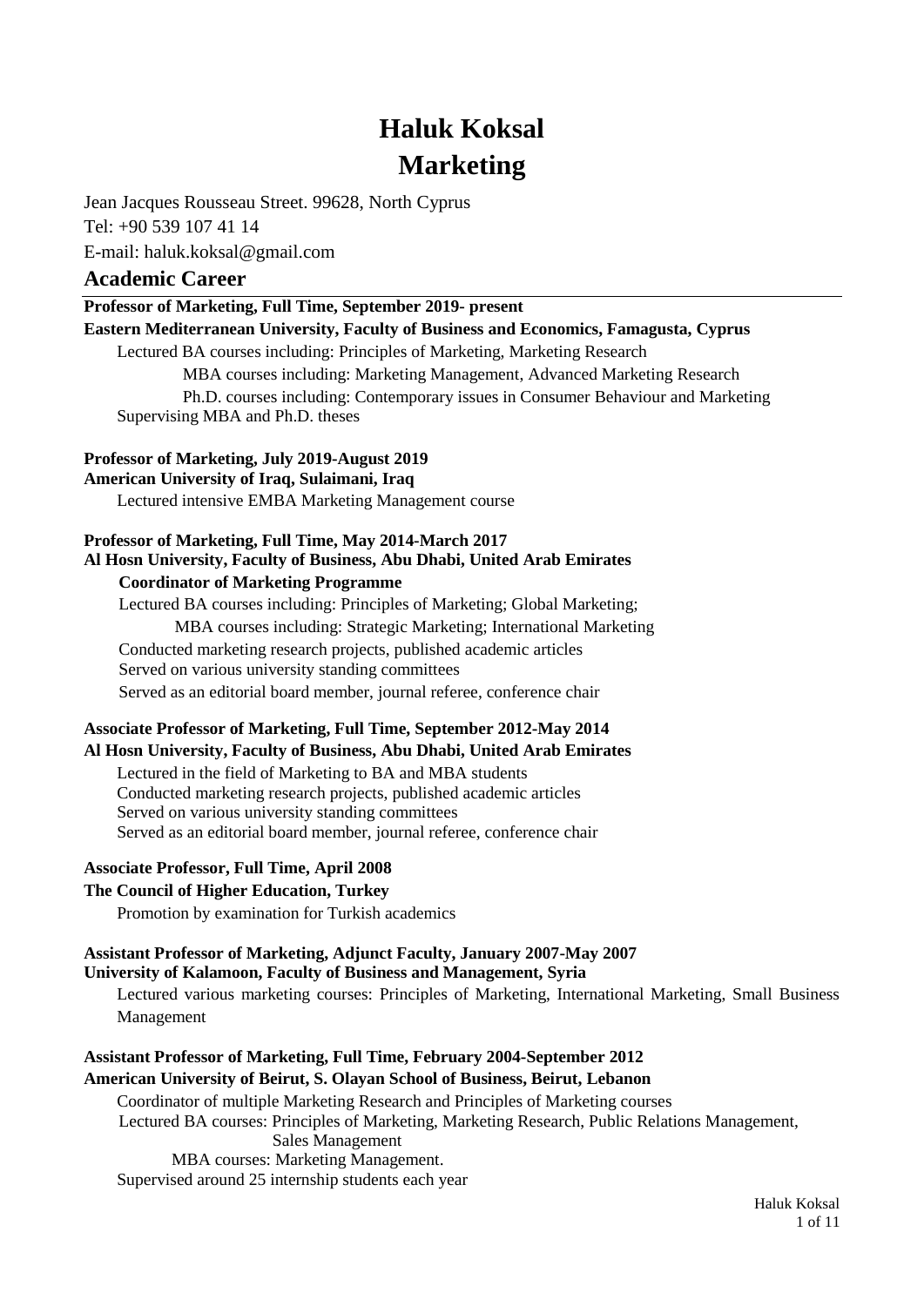# Haluk Koksal
# Marketing

Jean Jacques Rousseau Street. 99628, North Cyprus

Tel: +90 539 107 41 14

E-mail: haluk.koksal@gmail.com

## Academic Career

**Professor of Marketing, Full Time, September 2019- present**
**Eastern Mediterranean University, Faculty of Business and Economics, Famagusta, Cyprus**

Lectured BA courses including: Principles of Marketing, Marketing Research

MBA courses including: Marketing Management, Advanced Marketing Research

Ph.D. courses including: Contemporary issues in Consumer Behaviour and Marketing

Supervising MBA and Ph.D. theses

**Professor of Marketing, July 2019-August 2019**
**American University of Iraq, Sulaimani, Iraq**

Lectured intensive EMBA Marketing Management course

**Professor of Marketing, Full Time, May 2014-March 2017**
**Al Hosn University, Faculty of Business, Abu Dhabi, United Arab Emirates**

**Coordinator of Marketing Programme**

Lectured BA courses including: Principles of Marketing; Global Marketing;

MBA courses including: Strategic Marketing; International Marketing

Conducted marketing research projects, published academic articles

Served on various university standing committees

Served as an editorial board member, journal referee, conference chair

**Associate Professor of Marketing, Full Time, September 2012-May 2014**
**Al Hosn University, Faculty of Business, Abu Dhabi, United Arab Emirates**

Lectured in the field of Marketing to BA and MBA students

Conducted marketing research projects, published academic articles

Served on various university standing committees

Served as an editorial board member, journal referee, conference chair

**Associate Professor, Full Time, April 2008**
**The Council of Higher Education, Turkey**

Promotion by examination for Turkish academics

**Assistant Professor of Marketing, Adjunct Faculty, January 2007-May 2007**
**University of Kalamoon, Faculty of Business and Management, Syria**

Lectured various marketing courses: Principles of Marketing, International Marketing, Small Business Management

**Assistant Professor of Marketing, Full Time, February 2004-September 2012**
**American University of Beirut, S. Olayan School of Business, Beirut, Lebanon**

Coordinator of multiple Marketing Research and Principles of Marketing courses

Lectured BA courses: Principles of Marketing, Marketing Research, Public Relations Management, Sales Management

MBA courses: Marketing Management.

Supervised around 25 internship students each year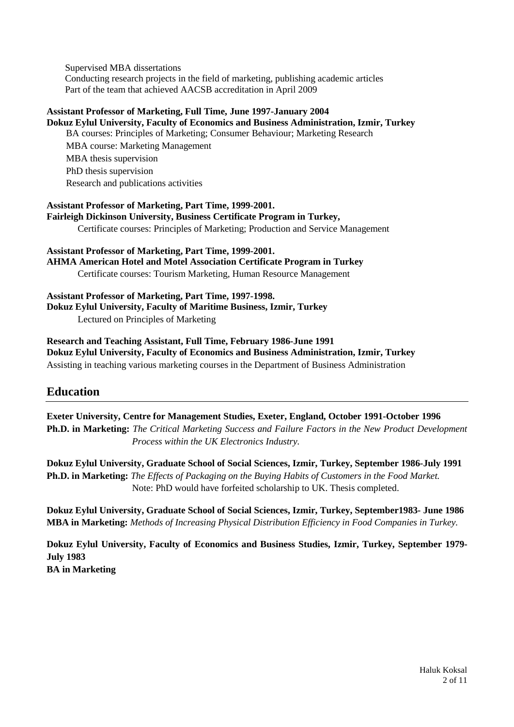Supervised MBA dissertations
Conducting research projects in the field of marketing, publishing academic articles
Part of the team that achieved AACSB accreditation in April 2009

**Assistant Professor of Marketing, Full Time, June 1997-January 2004**
**Dokuz Eylul University, Faculty of Economics and Business Administration, Izmir, Turkey**
BA courses: Principles of Marketing; Consumer Behaviour; Marketing Research
MBA course: Marketing Management
MBA thesis supervision
PhD thesis supervision
Research and publications activities

**Assistant Professor of Marketing, Part Time, 1999-2001.**
**Fairleigh Dickinson University, Business Certificate Program in Turkey,**
Certificate courses: Principles of Marketing; Production and Service Management

**Assistant Professor of Marketing, Part Time, 1999-2001.**
**AHMA American Hotel and Motel Association Certificate Program in Turkey**
Certificate courses: Tourism Marketing, Human Resource Management

**Assistant Professor of Marketing, Part Time, 1997-1998.**
**Dokuz Eylul University, Faculty of Maritime Business, Izmir, Turkey**
Lectured on Principles of Marketing

**Research and Teaching Assistant, Full Time, February 1986-June 1991**
**Dokuz Eylul University, Faculty of Economics and Business Administration, Izmir, Turkey**
Assisting in teaching various marketing courses in the Department of Business Administration

## Education

**Exeter University, Centre for Management Studies, Exeter, England, October 1991-October 1996**
**Ph.D. in Marketing:** *The Critical Marketing Success and Failure Factors in the New Product Development Process within the UK Electronics Industry.*

**Dokuz Eylul University, Graduate School of Social Sciences, Izmir, Turkey, September 1986-July 1991**
**Ph.D. in Marketing:** *The Effects of Packaging on the Buying Habits of Customers in the Food Market.*
Note: PhD would have forfeited scholarship to UK. Thesis completed.

**Dokuz Eylul University, Graduate School of Social Sciences, Izmir, Turkey, September1983- June 1986**
**MBA in Marketing:** *Methods of Increasing Physical Distribution Efficiency in Food Companies in Turkey.*

**Dokuz Eylul University, Faculty of Economics and Business Studies, Izmir, Turkey, September 1979-July 1983**
**BA in Marketing**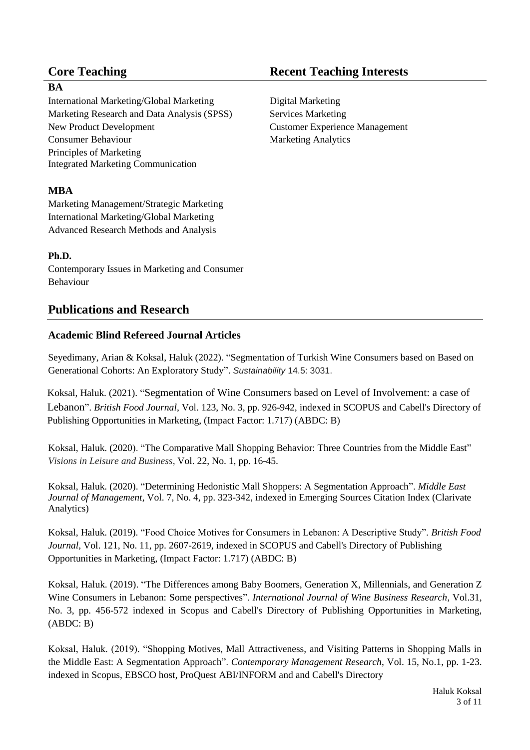## Core Teaching

### BA

International Marketing/Global Marketing
Marketing Research and Data Analysis (SPSS)
New Product Development
Consumer Behaviour
Principles of Marketing
Integrated Marketing Communication

### MBA

Marketing Management/Strategic Marketing
International Marketing/Global Marketing
Advanced Research Methods and Analysis

### Ph.D.

Contemporary Issues in Marketing and Consumer Behaviour

## Recent Teaching Interests

Digital Marketing
Services Marketing
Customer Experience Management
Marketing Analytics

## Publications and Research

### Academic Blind Refereed Journal Articles

Seyedimany, Arian & Koksal, Haluk (2022). "Segmentation of Turkish Wine Consumers based on Based on Generational Cohorts: An Exploratory Study". *Sustainability* 14.5: 3031.

Koksal, Haluk. (2021). "Segmentation of Wine Consumers based on Level of Involvement: a case of Lebanon". *British Food Journal*, Vol. 123, No. 3, pp. 926-942, indexed in SCOPUS and Cabell's Directory of Publishing Opportunities in Marketing, (Impact Factor: 1.717) (ABDC: B)

Koksal, Haluk. (2020). "The Comparative Mall Shopping Behavior: Three Countries from the Middle East" *Visions in Leisure and Business*, Vol. 22, No. 1, pp. 16-45.

Koksal, Haluk. (2020). "Determining Hedonistic Mall Shoppers: A Segmentation Approach". *Middle East Journal of Management*, Vol. 7, No. 4, pp. 323-342, indexed in Emerging Sources Citation Index (Clarivate Analytics)

Koksal, Haluk. (2019). "Food Choice Motives for Consumers in Lebanon: A Descriptive Study". *British Food Journal*, Vol. 121, No. 11, pp. 2607-2619, indexed in SCOPUS and Cabell's Directory of Publishing Opportunities in Marketing, (Impact Factor: 1.717) (ABDC: B)

Koksal, Haluk. (2019). "The Differences among Baby Boomers, Generation X, Millennials, and Generation Z Wine Consumers in Lebanon: Some perspectives". *International Journal of Wine Business Research*, Vol.31, No. 3, pp. 456-572 indexed in Scopus and Cabell's Directory of Publishing Opportunities in Marketing, (ABDC: B)

Koksal, Haluk. (2019). "Shopping Motives, Mall Attractiveness, and Visiting Patterns in Shopping Malls in the Middle East: A Segmentation Approach". *Contemporary Management Research*, Vol. 15, No.1, pp. 1-23. indexed in Scopus, EBSCO host, ProQuest ABI/INFORM and and Cabell's Directory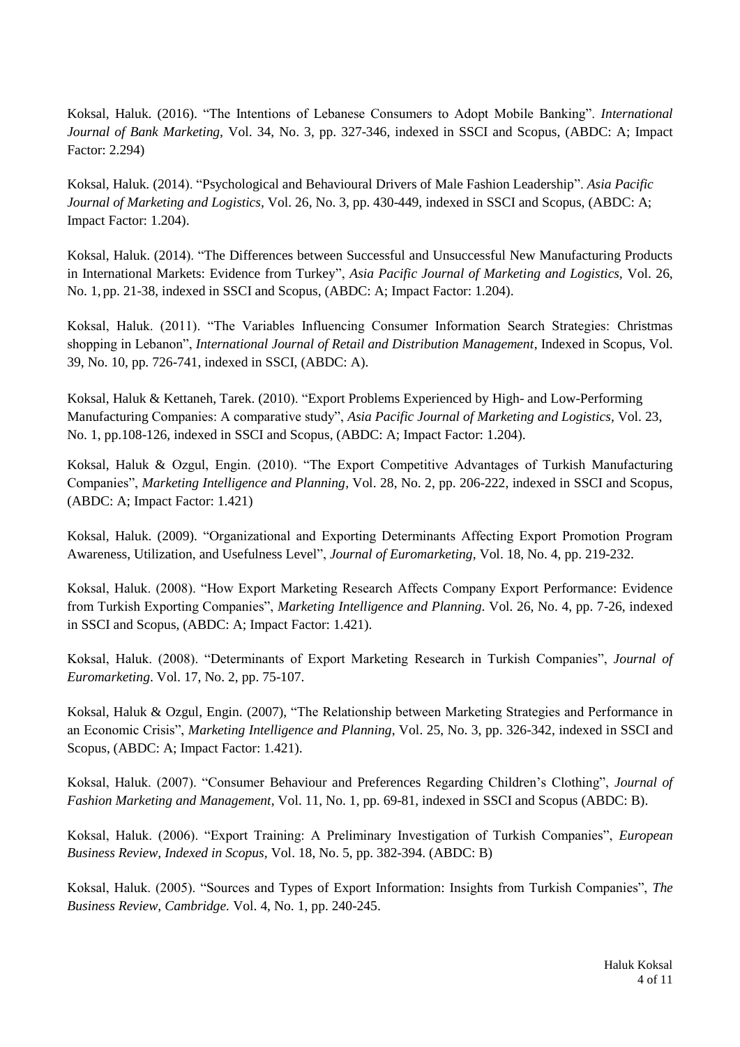Koksal, Haluk. (2016). "The Intentions of Lebanese Consumers to Adopt Mobile Banking". *International Journal of Bank Marketing*, Vol. 34, No. 3, pp. 327-346, indexed in SSCI and Scopus, (ABDC: A; Impact Factor: 2.294)

Koksal, Haluk. (2014). "Psychological and Behavioural Drivers of Male Fashion Leadership". *Asia Pacific Journal of Marketing and Logistics*, Vol. 26, No. 3, pp. 430-449, indexed in SSCI and Scopus, (ABDC: A; Impact Factor: 1.204).

Koksal, Haluk. (2014). "The Differences between Successful and Unsuccessful New Manufacturing Products in International Markets: Evidence from Turkey", *Asia Pacific Journal of Marketing and Logistics,* Vol. 26, No. 1, pp. 21-38, indexed in SSCI and Scopus, (ABDC: A; Impact Factor: 1.204).

Koksal, Haluk. (2011). "The Variables Influencing Consumer Information Search Strategies: Christmas shopping in Lebanon", *International Journal of Retail and Distribution Management*, Indexed in Scopus, Vol. 39, No. 10, pp. 726-741, indexed in SSCI, (ABDC: A).

Koksal, Haluk & Kettaneh, Tarek. (2010). "Export Problems Experienced by High- and Low-Performing Manufacturing Companies: A comparative study", *Asia Pacific Journal of Marketing and Logistics*, Vol. 23, No. 1, pp.108-126, indexed in SSCI and Scopus, (ABDC: A; Impact Factor: 1.204).

Koksal, Haluk & Ozgul, Engin. (2010). "The Export Competitive Advantages of Turkish Manufacturing Companies", *Marketing Intelligence and Planning*, Vol. 28, No. 2, pp. 206-222, indexed in SSCI and Scopus, (ABDC: A; Impact Factor: 1.421)

Koksal, Haluk. (2009). "Organizational and Exporting Determinants Affecting Export Promotion Program Awareness, Utilization, and Usefulness Level", *Journal of Euromarketing,* Vol. 18, No. 4, pp. 219-232.

Koksal, Haluk. (2008). "How Export Marketing Research Affects Company Export Performance: Evidence from Turkish Exporting Companies", *Marketing Intelligence and Planning*. Vol. 26, No. 4, pp. 7-26, indexed in SSCI and Scopus, (ABDC: A; Impact Factor: 1.421).

Koksal, Haluk. (2008). "Determinants of Export Marketing Research in Turkish Companies", *Journal of Euromarketing*. Vol. 17, No. 2, pp. 75-107.

Koksal, Haluk & Ozgul, Engin. (2007), "The Relationship between Marketing Strategies and Performance in an Economic Crisis", *Marketing Intelligence and Planning*, Vol. 25, No. 3, pp. 326-342, indexed in SSCI and Scopus, (ABDC: A; Impact Factor: 1.421).

Koksal, Haluk. (2007). "Consumer Behaviour and Preferences Regarding Children's Clothing", *Journal of Fashion Marketing and Management,* Vol. 11, No. 1, pp. 69-81, indexed in SSCI and Scopus (ABDC: B).

Koksal, Haluk. (2006). "Export Training: A Preliminary Investigation of Turkish Companies", *European Business Review, Indexed in Scopus,* Vol. 18, No. 5, pp. 382-394. (ABDC: B)

Koksal, Haluk. (2005). "Sources and Types of Export Information: Insights from Turkish Companies", *The Business Review, Cambridge.* Vol. 4, No. 1, pp. 240-245.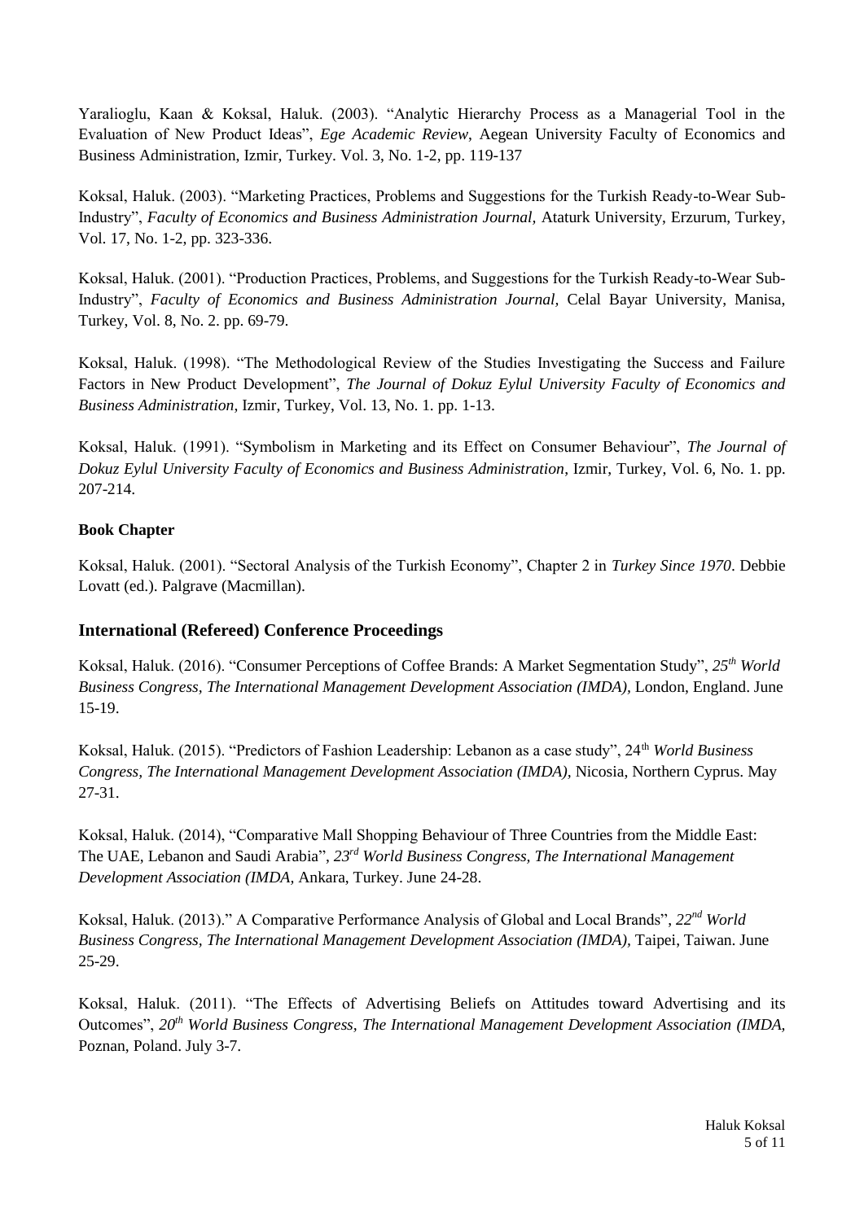Yaralioglu, Kaan & Koksal, Haluk. (2003). "Analytic Hierarchy Process as a Managerial Tool in the Evaluation of New Product Ideas", *Ege Academic Review*, Aegean University Faculty of Economics and Business Administration, Izmir, Turkey. Vol. 3, No. 1-2, pp. 119-137

Koksal, Haluk. (2003). "Marketing Practices, Problems and Suggestions for the Turkish Ready-to-Wear Sub-Industry", *Faculty of Economics and Business Administration Journal,* Ataturk University, Erzurum, Turkey, Vol. 17, No. 1-2, pp. 323-336.

Koksal, Haluk. (2001). "Production Practices, Problems, and Suggestions for the Turkish Ready-to-Wear Sub-Industry", *Faculty of Economics and Business Administration Journal,* Celal Bayar University, Manisa, Turkey, Vol. 8, No. 2. pp. 69-79.

Koksal, Haluk. (1998). "The Methodological Review of the Studies Investigating the Success and Failure Factors in New Product Development", *The Journal of Dokuz Eylul University Faculty of Economics and Business Administration*, Izmir, Turkey, Vol. 13, No. 1. pp. 1-13.

Koksal, Haluk. (1991). "Symbolism in Marketing and its Effect on Consumer Behaviour", *The Journal of Dokuz Eylul University Faculty of Economics and Business Administration*, Izmir, Turkey, Vol. 6, No. 1. pp. 207-214.

**Book Chapter**

Koksal, Haluk. (2001). "Sectoral Analysis of the Turkish Economy", Chapter 2 in *Turkey Since 1970*. Debbie Lovatt (ed.). Palgrave (Macmillan).

## International (Refereed) Conference Proceedings

Koksal, Haluk. (2016). "Consumer Perceptions of Coffee Brands: A Market Segmentation Study", *25th World Business Congress, The International Management Development Association (IMDA),* London, England. June 15-19.

Koksal, Haluk. (2015). "Predictors of Fashion Leadership: Lebanon as a case study", 24th *World Business Congress, The International Management Development Association (IMDA),* Nicosia, Northern Cyprus. May 27-31.

Koksal, Haluk. (2014), "Comparative Mall Shopping Behaviour of Three Countries from the Middle East: The UAE, Lebanon and Saudi Arabia", *23rd World Business Congress, The International Management Development Association (IMDA,* Ankara, Turkey. June 24-28.

Koksal, Haluk. (2013)." A Comparative Performance Analysis of Global and Local Brands", *22nd World Business Congress, The International Management Development Association (IMDA),* Taipei, Taiwan. June 25-29.

Koksal, Haluk. (2011). "The Effects of Advertising Beliefs on Attitudes toward Advertising and its Outcomes", *20th World Business Congress, The International Management Development Association (IMDA,* Poznan, Poland. July 3-7.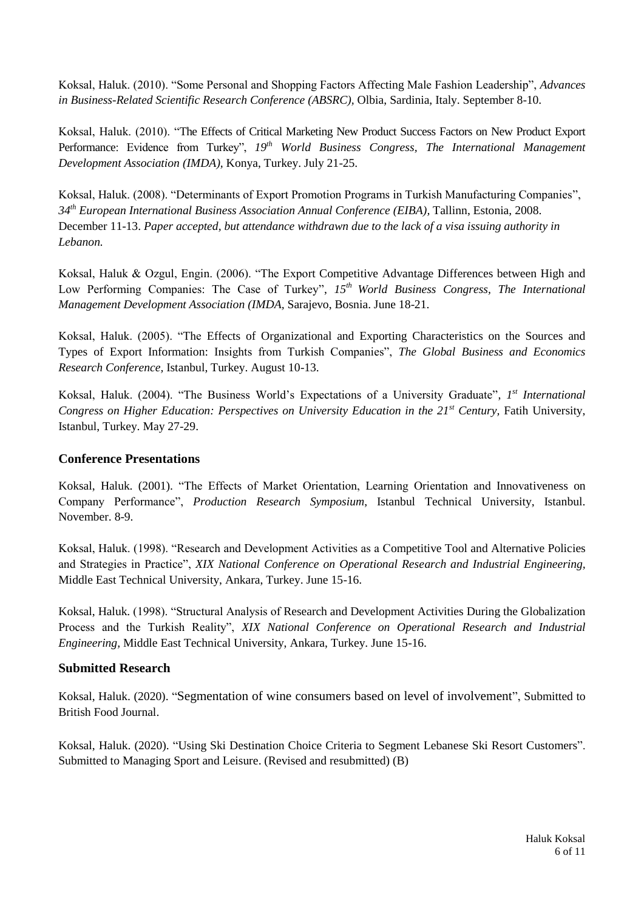Koksal, Haluk. (2010). "Some Personal and Shopping Factors Affecting Male Fashion Leadership", *Advances in Business-Related Scientific Research Conference (ABSRC)*, Olbia, Sardinia, Italy. September 8-10.

Koksal, Haluk. (2010). "The Effects of Critical Marketing New Product Success Factors on New Product Export Performance: Evidence from Turkey", *19th World Business Congress, The International Management Development Association (IMDA)*, Konya, Turkey. July 21-25.

Koksal, Haluk. (2008). "Determinants of Export Promotion Programs in Turkish Manufacturing Companies", *34th European International Business Association Annual Conference (EIBA)*, Tallinn, Estonia, 2008. December 11-13. *Paper accepted, but attendance withdrawn due to the lack of a visa issuing authority in Lebanon.*

Koksal, Haluk & Ozgul, Engin. (2006). "The Export Competitive Advantage Differences between High and Low Performing Companies: The Case of Turkey", *15th World Business Congress, The International Management Development Association (IMDA*, Sarajevo, Bosnia. June 18-21.

Koksal, Haluk. (2005). "The Effects of Organizational and Exporting Characteristics on the Sources and Types of Export Information: Insights from Turkish Companies", *The Global Business and Economics Research Conference*, Istanbul, Turkey. August 10-13.

Koksal, Haluk. (2004). "The Business World's Expectations of a University Graduate", *1st International Congress on Higher Education: Perspectives on University Education in the 21st Century*, Fatih University, Istanbul, Turkey. May 27-29.

### Conference Presentations

Koksal, Haluk. (2001). "The Effects of Market Orientation, Learning Orientation and Innovativeness on Company Performance", *Production Research Symposium*, Istanbul Technical University, Istanbul. November. 8-9.

Koksal, Haluk. (1998). "Research and Development Activities as a Competitive Tool and Alternative Policies and Strategies in Practice", *XIX National Conference on Operational Research and Industrial Engineering*, Middle East Technical University, Ankara, Turkey. June 15-16.

Koksal, Haluk. (1998). "Structural Analysis of Research and Development Activities During the Globalization Process and the Turkish Reality", *XIX National Conference on Operational Research and Industrial Engineering*, Middle East Technical University, Ankara, Turkey. June 15-16.

### Submitted Research

Koksal, Haluk. (2020). "Segmentation of wine consumers based on level of involvement", Submitted to British Food Journal.

Koksal, Haluk. (2020). "Using Ski Destination Choice Criteria to Segment Lebanese Ski Resort Customers". Submitted to Managing Sport and Leisure. (Revised and resubmitted) (B)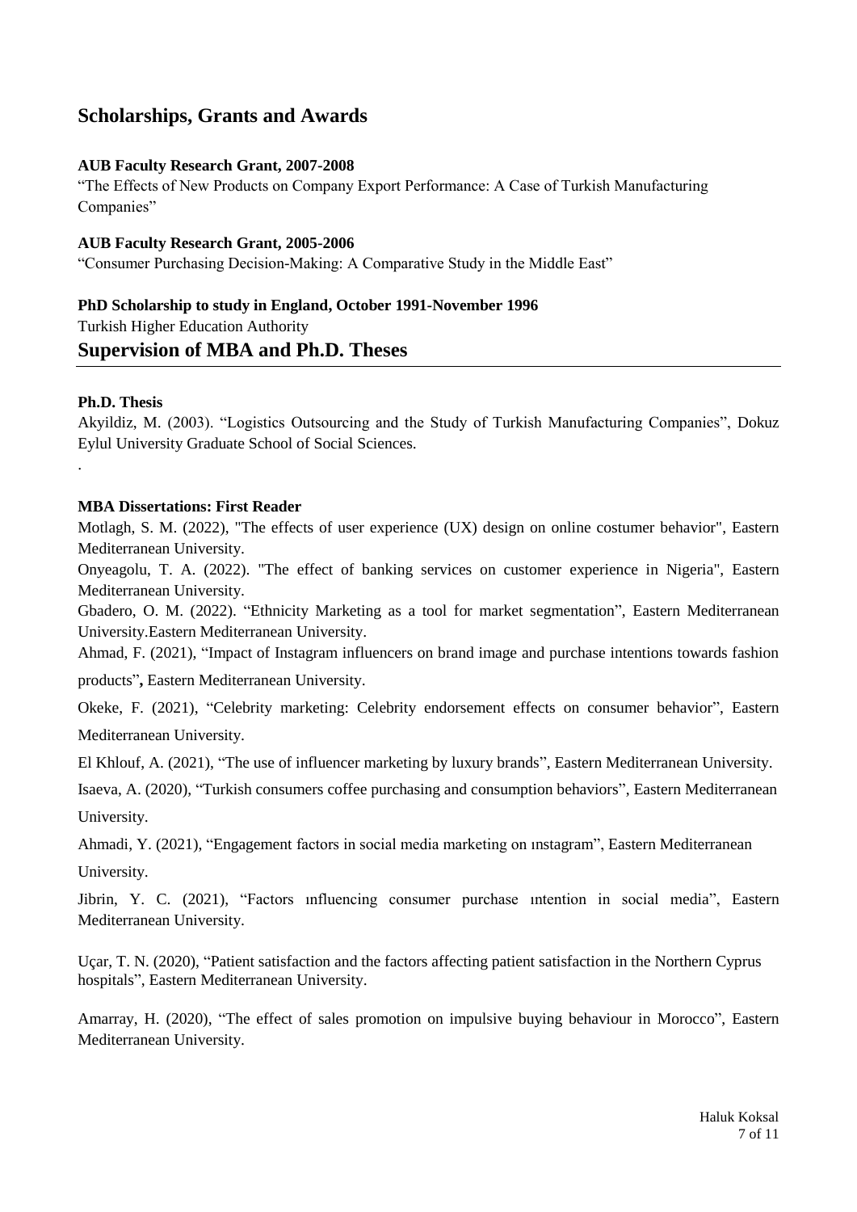## Scholarships, Grants and Awards

**AUB Faculty Research Grant, 2007-2008**

"The Effects of New Products on Company Export Performance: A Case of Turkish Manufacturing Companies"

**AUB Faculty Research Grant, 2005-2006**

"Consumer Purchasing Decision-Making: A Comparative Study in the Middle East"

**PhD Scholarship to study in England, October 1991-November 1996**

Turkish Higher Education Authority

## Supervision of MBA and Ph.D. Theses

**Ph.D. Thesis**

Akyildiz, M. (2003). "Logistics Outsourcing and the Study of Turkish Manufacturing Companies", Dokuz Eylul University Graduate School of Social Sciences.

.

**MBA Dissertations: First Reader**

Motlagh, S. M. (2022), "The effects of user experience (UX) design on online costumer behavior", Eastern Mediterranean University.

Onyeagolu, T. A. (2022). "The effect of banking services on customer experience in Nigeria", Eastern Mediterranean University.

Gbadero, O. M. (2022). "Ethnicity Marketing as a tool for market segmentation", Eastern Mediterranean University.Eastern Mediterranean University.

Ahmad, F. (2021), "Impact of Instagram influencers on brand image and purchase intentions towards fashion products"**,** Eastern Mediterranean University.

Okeke, F. (2021), "Celebrity marketing: Celebrity endorsement effects on consumer behavior", Eastern Mediterranean University.

El Khlouf, A. (2021), "The use of influencer marketing by luxury brands", Eastern Mediterranean University.

Isaeva, A. (2020), "Turkish consumers coffee purchasing and consumption behaviors", Eastern Mediterranean University.

Ahmadi, Y. (2021), "Engagement factors in social media marketing on ınstagram", Eastern Mediterranean University.

Jibrin, Y. C. (2021), "Factors ınfluencing consumer purchase ıntention in social media", Eastern Mediterranean University.

Uçar, T. N. (2020), "Patient satisfaction and the factors affecting patient satisfaction in the Northern Cyprus hospitals", Eastern Mediterranean University.

Amarray, H. (2020), "The effect of sales promotion on impulsive buying behaviour in Morocco", Eastern Mediterranean University.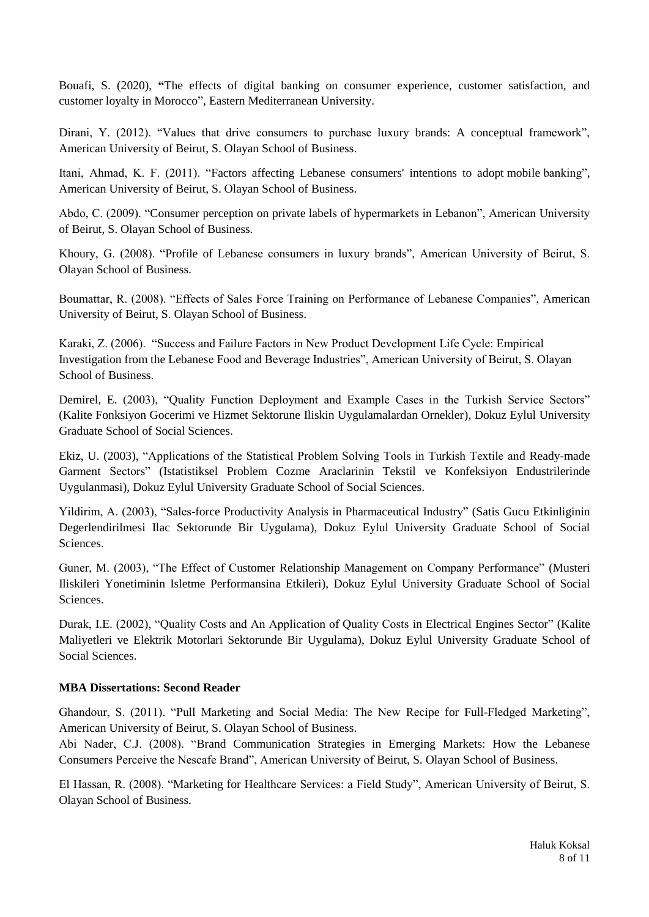Bouafi, S. (2020), "The effects of digital banking on consumer experience, customer satisfaction, and customer loyalty in Morocco", Eastern Mediterranean University.

Dirani, Y. (2012). "Values that drive consumers to purchase luxury brands: A conceptual framework", American University of Beirut, S. Olayan School of Business.

Itani, Ahmad, K. F. (2011). "Factors affecting Lebanese consumers' intentions to adopt mobile banking", American University of Beirut, S. Olayan School of Business.

Abdo, C. (2009). "Consumer perception on private labels of hypermarkets in Lebanon", American University of Beirut, S. Olayan School of Business.

Khoury, G. (2008). "Profile of Lebanese consumers in luxury brands", American University of Beirut, S. Olayan School of Business.

Boumattar, R. (2008). "Effects of Sales Force Training on Performance of Lebanese Companies", American University of Beirut, S. Olayan School of Business.

Karaki, Z. (2006). "Success and Failure Factors in New Product Development Life Cycle: Empirical Investigation from the Lebanese Food and Beverage Industries", American University of Beirut, S. Olayan School of Business.

Demirel, E. (2003), "Quality Function Deployment and Example Cases in the Turkish Service Sectors" (Kalite Fonksiyon Gocerimi ve Hizmet Sektorune Iliskin Uygulamalardan Ornekler), Dokuz Eylul University Graduate School of Social Sciences.

Ekiz, U. (2003), "Applications of the Statistical Problem Solving Tools in Turkish Textile and Ready-made Garment Sectors" (Istatistiksel Problem Cozme Araclarinin Tekstil ve Konfeksiyon Endustrilerinde Uygulanmasi), Dokuz Eylul University Graduate School of Social Sciences.

Yildirim, A. (2003), "Sales-force Productivity Analysis in Pharmaceutical Industry" (Satis Gucu Etkinliginin Degerlendirilmesi Ilac Sektorunde Bir Uygulama), Dokuz Eylul University Graduate School of Social Sciences.

Guner, M. (2003), "The Effect of Customer Relationship Management on Company Performance" (Musteri Iliskileri Yonetiminin Isletme Performansina Etkileri), Dokuz Eylul University Graduate School of Social Sciences.

Durak, I.E. (2002), "Quality Costs and An Application of Quality Costs in Electrical Engines Sector" (Kalite Maliyetleri ve Elektrik Motorlari Sektorunde Bir Uygulama), Dokuz Eylul University Graduate School of Social Sciences.

**MBA Dissertations: Second Reader**

Ghandour, S. (2011). "Pull Marketing and Social Media: The New Recipe for Full-Fledged Marketing", American University of Beirut, S. Olayan School of Business.

Abi Nader, C.J. (2008). "Brand Communication Strategies in Emerging Markets: How the Lebanese Consumers Perceive the Nescafe Brand", American University of Beirut, S. Olayan School of Business.

El Hassan, R. (2008). "Marketing for Healthcare Services: a Field Study", American University of Beirut, S. Olayan School of Business.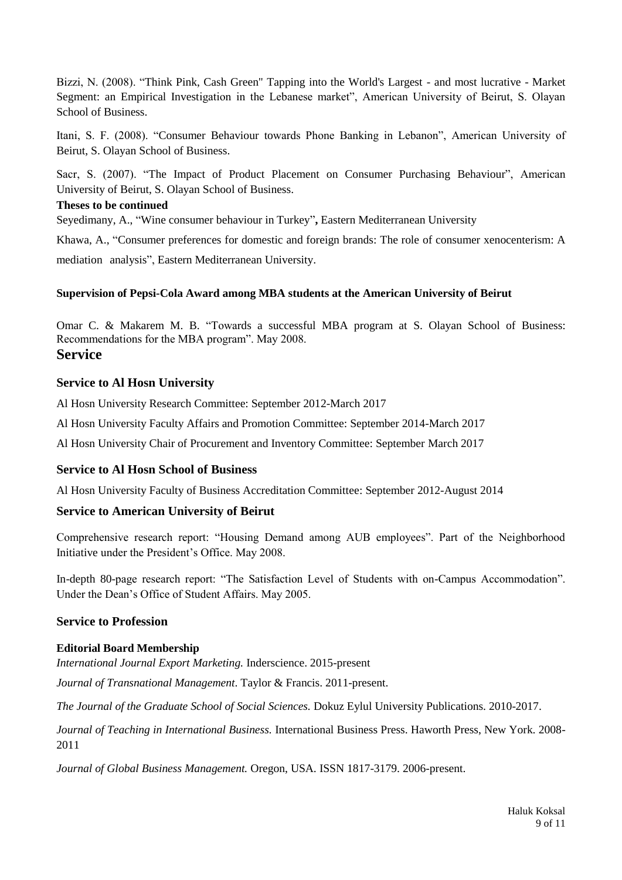Bizzi, N. (2008). "Think Pink, Cash Green" Tapping into the World's Largest - and most lucrative - Market Segment: an Empirical Investigation in the Lebanese market", American University of Beirut, S. Olayan School of Business.

Itani, S. F. (2008). "Consumer Behaviour towards Phone Banking in Lebanon", American University of Beirut, S. Olayan School of Business.

Sacr, S. (2007). "The Impact of Product Placement on Consumer Purchasing Behaviour", American University of Beirut, S. Olayan School of Business.

**Theses to be continued**

Seyedimany, A., "Wine consumer behaviour in Turkey"**,** Eastern Mediterranean University

Khawa, A., "Consumer preferences for domestic and foreign brands: The role of consumer xenocenterism: A mediation analysis", Eastern Mediterranean University.

**Supervision of Pepsi-Cola Award among MBA students at the American University of Beirut**

Omar C. & Makarem M. B. "Towards a successful MBA program at S. Olayan School of Business: Recommendations for the MBA program". May 2008.

## Service

### Service to Al Hosn University

Al Hosn University Research Committee: September 2012-March 2017

Al Hosn University Faculty Affairs and Promotion Committee: September 2014-March 2017

Al Hosn University Chair of Procurement and Inventory Committee: September March 2017

### Service to Al Hosn School of Business

Al Hosn University Faculty of Business Accreditation Committee: September 2012-August 2014

### Service to American University of Beirut

Comprehensive research report: "Housing Demand among AUB employees". Part of the Neighborhood Initiative under the President's Office. May 2008.

In-depth 80-page research report: "The Satisfaction Level of Students with on-Campus Accommodation". Under the Dean's Office of Student Affairs. May 2005.

### Service to Profession

**Editorial Board Membership**

*International Journal Export Marketing.* Inderscience. 2015-present

*Journal of Transnational Management*. Taylor & Francis. 2011-present.

*The Journal of the Graduate School of Social Sciences.* Dokuz Eylul University Publications. 2010-2017.

*Journal of Teaching in International Business.* International Business Press. Haworth Press, New York. 2008-2011

*Journal of Global Business Management.* Oregon, USA. ISSN 1817-3179. 2006-present.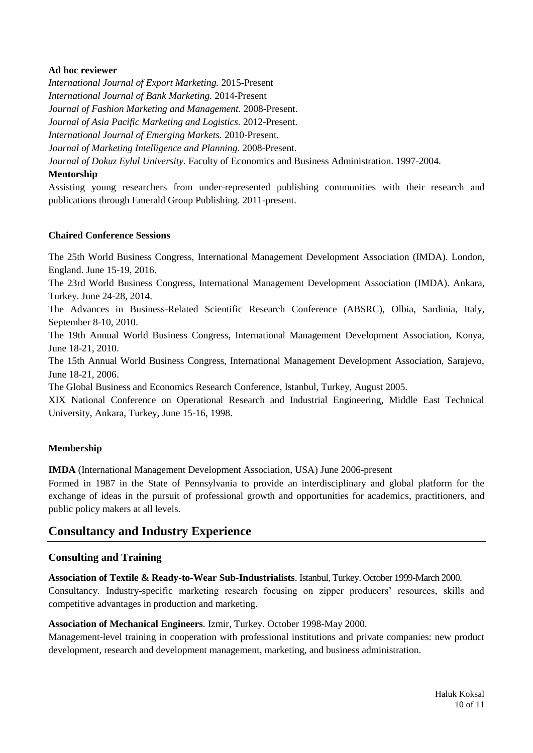**Ad hoc reviewer**

*International Journal of Export Marketing.* 2015-Present
*International Journal of Bank Marketing.* 2014-Present
*Journal of Fashion Marketing and Management.* 2008-Present.
*Journal of Asia Pacific Marketing and Logistics.* 2012-Present.
*International Journal of Emerging Markets.* 2010-Present.
*Journal of Marketing Intelligence and Planning.* 2008-Present.
*Journal of Dokuz Eylul University.* Faculty of Economics and Business Administration. 1997-2004.

**Mentorship**

Assisting young researchers from under-represented publishing communities with their research and publications through Emerald Group Publishing. 2011-present.

**Chaired Conference Sessions**

The 25th World Business Congress, International Management Development Association (IMDA). London, England. June 15-19, 2016.
The 23rd World Business Congress, International Management Development Association (IMDA). Ankara, Turkey. June 24-28, 2014.
The Advances in Business-Related Scientific Research Conference (ABSRC), Olbia, Sardinia, Italy, September 8-10, 2010.
The 19th Annual World Business Congress, International Management Development Association, Konya, June 18-21, 2010.
The 15th Annual World Business Congress, International Management Development Association, Sarajevo, June 18-21, 2006.
The Global Business and Economics Research Conference, Istanbul, Turkey, August 2005.
XIX National Conference on Operational Research and Industrial Engineering, Middle East Technical University, Ankara, Turkey, June 15-16, 1998.

**Membership**

**IMDA** (International Management Development Association, USA) June 2006-present
Formed in 1987 in the State of Pennsylvania to provide an interdisciplinary and global platform for the exchange of ideas in the pursuit of professional growth and opportunities for academics, practitioners, and public policy makers at all levels.

## Consultancy and Industry Experience

### Consulting and Training

**Association of Textile & Ready-to-Wear Sub-Industrialists**. Istanbul, Turkey. October 1999-March 2000.
Consultancy. Industry-specific marketing research focusing on zipper producers' resources, skills and competitive advantages in production and marketing.

**Association of Mechanical Engineers**. Izmir, Turkey. October 1998-May 2000.
Management-level training in cooperation with professional institutions and private companies: new product development, research and development management, marketing, and business administration.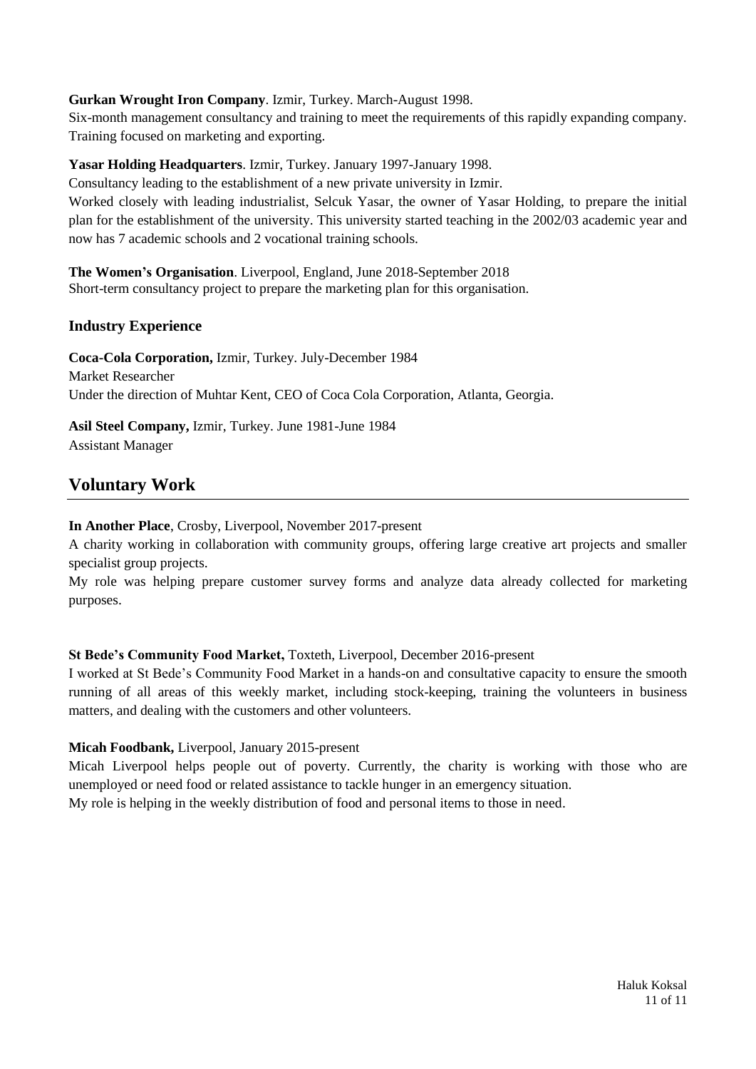**Gurkan Wrought Iron Company**. Izmir, Turkey. March-August 1998.
Six-month management consultancy and training to meet the requirements of this rapidly expanding company. Training focused on marketing and exporting.

**Yasar Holding Headquarters**. Izmir, Turkey. January 1997-January 1998.
Consultancy leading to the establishment of a new private university in Izmir.
Worked closely with leading industrialist, Selcuk Yasar, the owner of Yasar Holding, to prepare the initial plan for the establishment of the university. This university started teaching in the 2002/03 academic year and now has 7 academic schools and 2 vocational training schools.

**The Women's Organisation**. Liverpool, England, June 2018-September 2018
Short-term consultancy project to prepare the marketing plan for this organisation.

### Industry Experience

**Coca-Cola Corporation,** Izmir, Turkey. July-December 1984
Market Researcher
Under the direction of Muhtar Kent, CEO of Coca Cola Corporation, Atlanta, Georgia.

**Asil Steel Company,** Izmir, Turkey. June 1981-June 1984
Assistant Manager

## Voluntary Work

**In Another Place**, Crosby, Liverpool, November 2017-present
A charity working in collaboration with community groups, offering large creative art projects and smaller specialist group projects.
My role was helping prepare customer survey forms and analyze data already collected for marketing purposes.

**St Bede's Community Food Market,** Toxteth, Liverpool, December 2016-present
I worked at St Bede's Community Food Market in a hands-on and consultative capacity to ensure the smooth running of all areas of this weekly market, including stock-keeping, training the volunteers in business matters, and dealing with the customers and other volunteers.

**Micah Foodbank,** Liverpool, January 2015-present
Micah Liverpool helps people out of poverty. Currently, the charity is working with those who are unemployed or need food or related assistance to tackle hunger in an emergency situation.
My role is helping in the weekly distribution of food and personal items to those in need.